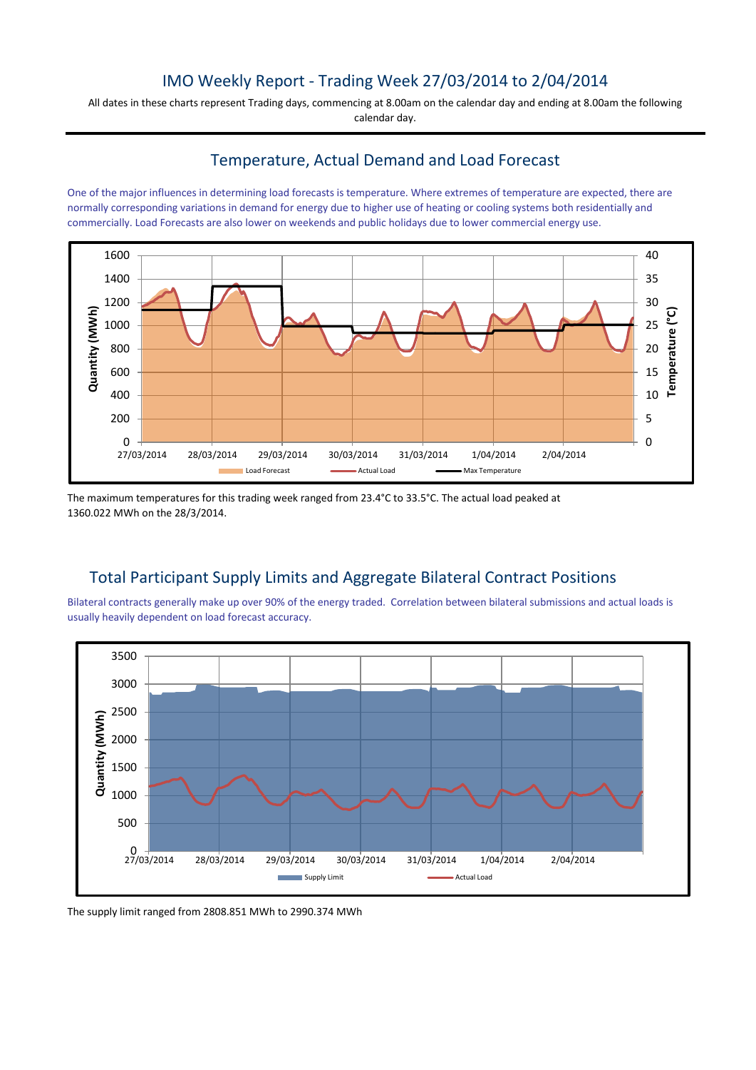# IMO Weekly Report - Trading Week 27/03/2014 to 2/04/2014

All dates in these charts represent Trading days, commencing at 8.00am on the calendar day and ending at 8.00am the following calendar day.

## Temperature, Actual Demand and Load Forecast

One of the major influences in determining load forecasts is temperature. Where extremes of temperature are expected, there are normally corresponding variations in demand for energy due to higher use of heating or cooling systems both residentially and commercially. Load Forecasts are also lower on weekends and public holidays due to lower commercial energy use.

The maximum temperatures for this trading week ranged from 23.4°C to 33.5°C. The actual load peaked at 1360.022 MWh on the 28/3/2014.

## Total Participant Supply Limits and Aggregate Bilateral Contract Positions

Bilateral contracts generally make up over 90% of the energy traded. Correlation between bilateral submissions and actual loads is usually heavily dependent on load forecast accuracy.

The supply limit ranged from 2808.851 MWh to 2990.374 MWh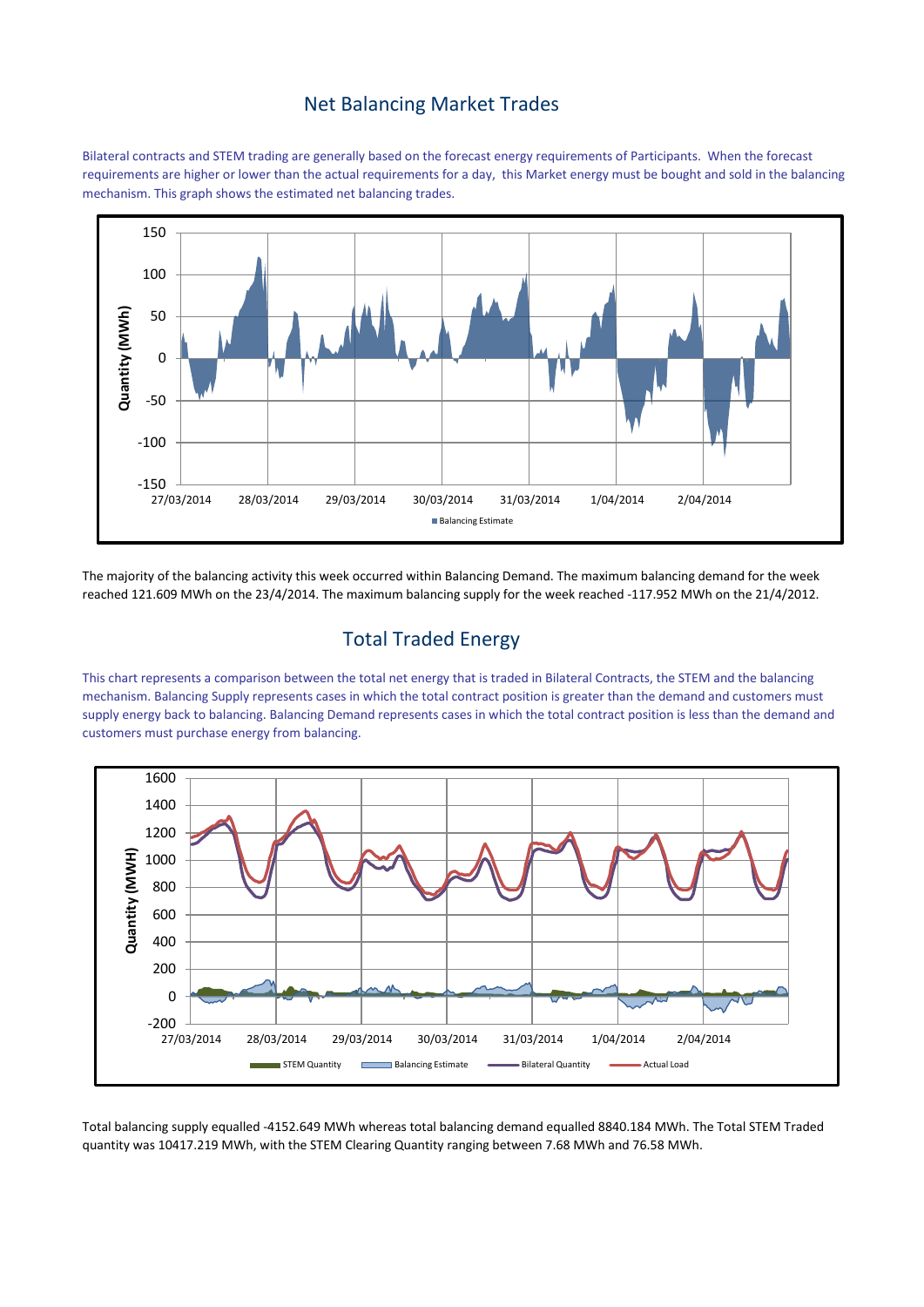## Net Balancing Market Trades

Bilateral contracts and STEM trading are generally based on the forecast energy requirements of Participants. When the forecast requirements are higher or lower than the actual requirements for a day, this Market energy must be bought and sold in the balancing mechanism. This graph shows the estimated net balancing trades.

The majority of the balancing activity this week occurred within Balancing Demand. The maximum balancing demand for the week reached 121.609 MWh on the 23/4/2014. The maximum balancing supply for the week reached -117.952 MWh on the 21/4/2012.

## Total Traded Energy

This chart represents a comparison between the total net energy that is traded in Bilateral Contracts, the STEM and the balancing mechanism. Balancing Supply represents cases in which the total contract position is greater than the demand and customers must supply energy back to balancing. Balancing Demand represents cases in which the total contract position is less than the demand and customers must purchase energy from balancing.

Total balancing supply equalled -4152.649 MWh whereas total balancing demand equalled 8840.184 MWh. The Total STEM Traded quantity was 10417.219 MWh, with the STEM Clearing Quantity ranging between 7.68 MWh and 76.58 MWh.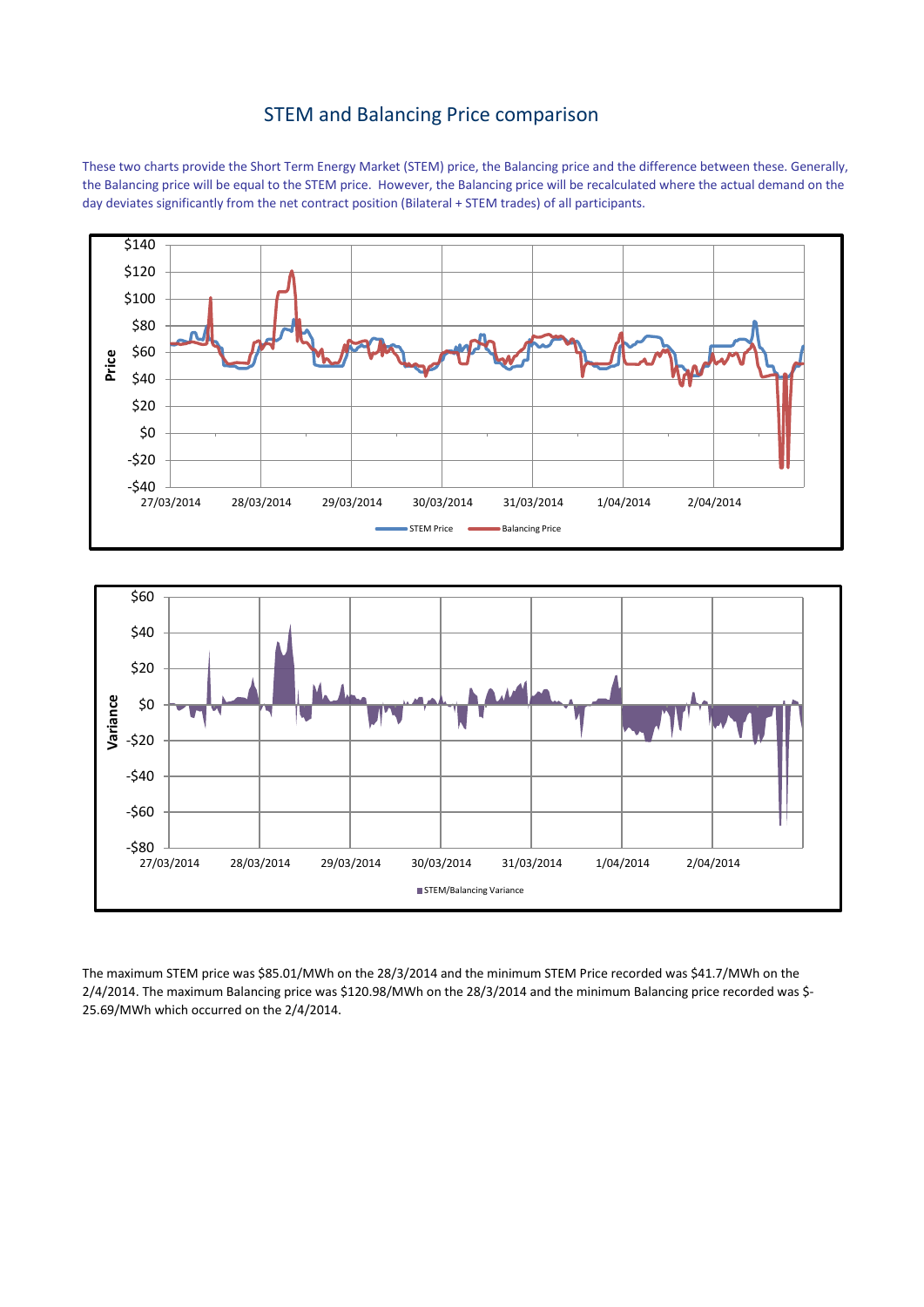# STEM and Balancing Price comparison

These two charts provide the Short Term Energy Market (STEM) price, the Balancing price and the difference between these. Generally, the Balancing price will be equal to the STEM price. However, the Balancing price will be recalculated where the actual demand on the day deviates significantly from the net contract position (Bilateral + STEM trades) of all participants.

Price

$140
$120
$100
$80
$60
$40
$20
$0
-$20
-$40

27/03/2014 28/03/2014 29/03/2014 30/03/2014 31/03/2014 1/04/2014 2/04/2014

STEM Price Balancing Price

Variance

$60
$40
$20
$0
-$20
-$40
-$60
-$80

27/03/2014 28/03/2014 29/03/2014 30/03/2014 31/03/2014 1/04/2014 2/04/2014

STEM/Balancing Variance

The maximum STEM price was $85.01/MWh on the 28/3/2014 and the minimum STEM Price recorded was $41.7/MWh on the 2/4/2014. The maximum Balancing price was $120.98/MWh on the 28/3/2014 and the minimum Balancing price recorded was $-25.69/MWh which occurred on the 2/4/2014.